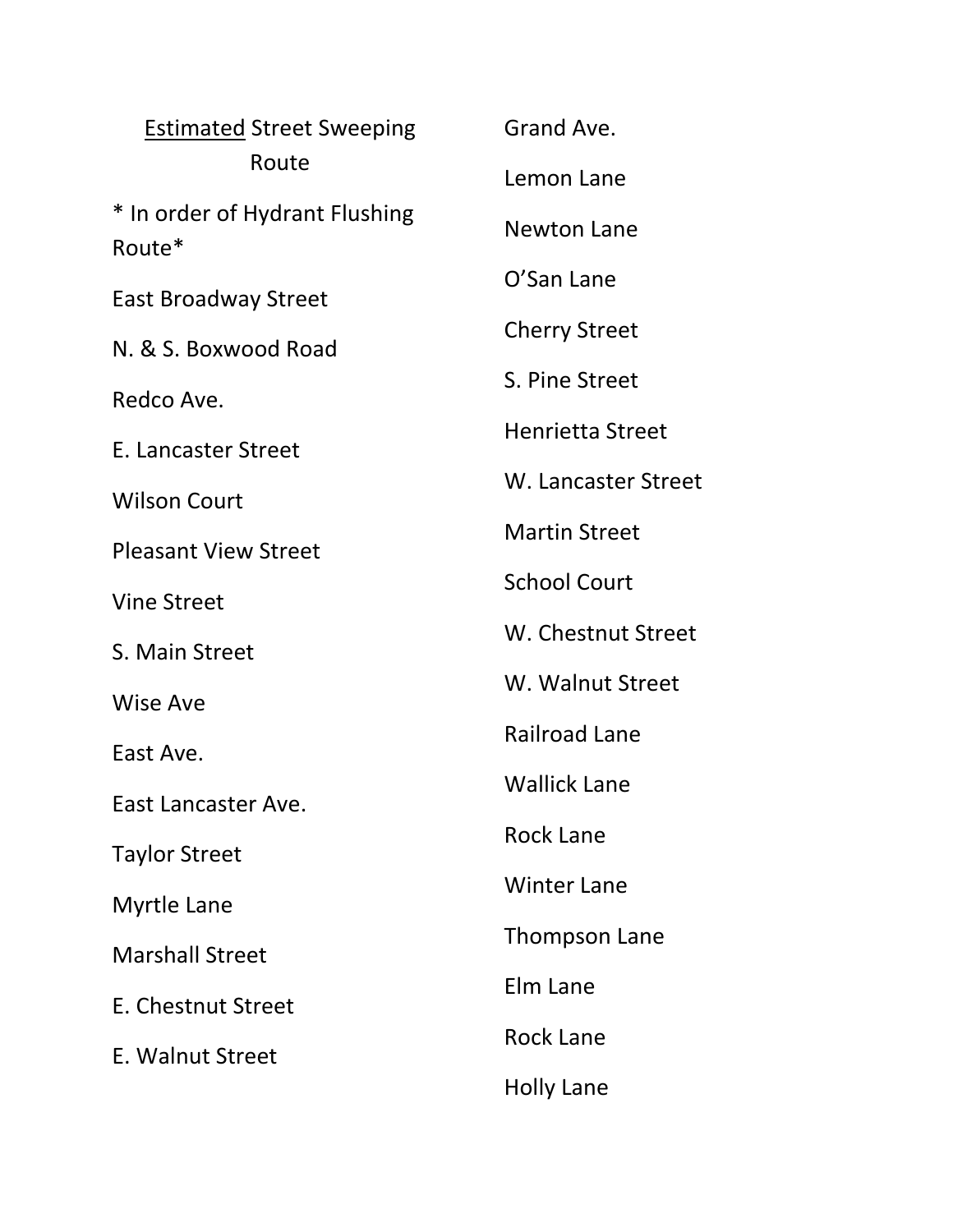# <u>Estimated</u> Street Sweeping Route

* In order of Hydrant Flushing Route*

East Broadway Street

N. & S. Boxwood Road

Redco Ave.

E. Lancaster Street

Wilson Court

Pleasant View Street

Vine Street

S. Main Street

Wise Ave

East Ave.

East Lancaster Ave.

Taylor Street

Myrtle Lane

Marshall Street

E. Chestnut Street

E. Walnut Street

Grand Ave.

Lemon Lane

Newton Lane

O'San Lane

Cherry Street

S. Pine Street

Henrietta Street

W. Lancaster Street

Martin Street

School Court

W. Chestnut Street

W. Walnut Street

Railroad Lane

Wallick Lane

Rock Lane

Winter Lane

Thompson Lane

Elm Lane

Rock Lane

Holly Lane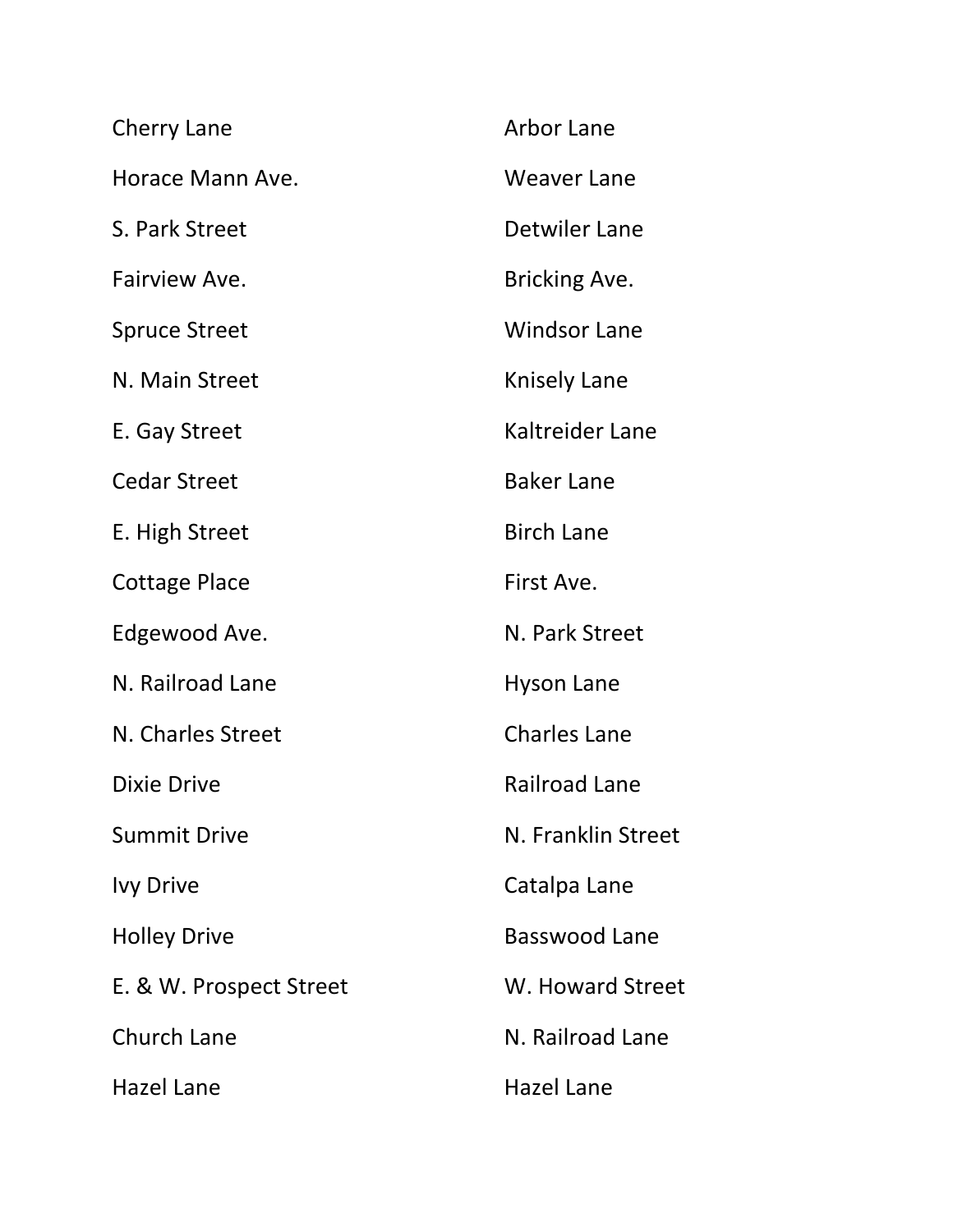Cherry Lane

Horace Mann Ave.

S. Park Street

Fairview Ave.

Spruce Street

N. Main Street

E. Gay Street

Cedar Street

E. High Street

Cottage Place

Edgewood Ave.

N. Railroad Lane

N. Charles Street

Dixie Drive

Summit Drive

Ivy Drive

Holley Drive

E. & W. Prospect Street

Church Lane

Hazel Lane

Arbor Lane

Weaver Lane

Detwiler Lane

Bricking Ave.

Windsor Lane

Knisely Lane

Kaltreider Lane

Baker Lane

Birch Lane

First Ave.

N. Park Street

Hyson Lane

Charles Lane

Railroad Lane

N. Franklin Street

Catalpa Lane

Basswood Lane

W. Howard Street

N. Railroad Lane

Hazel Lane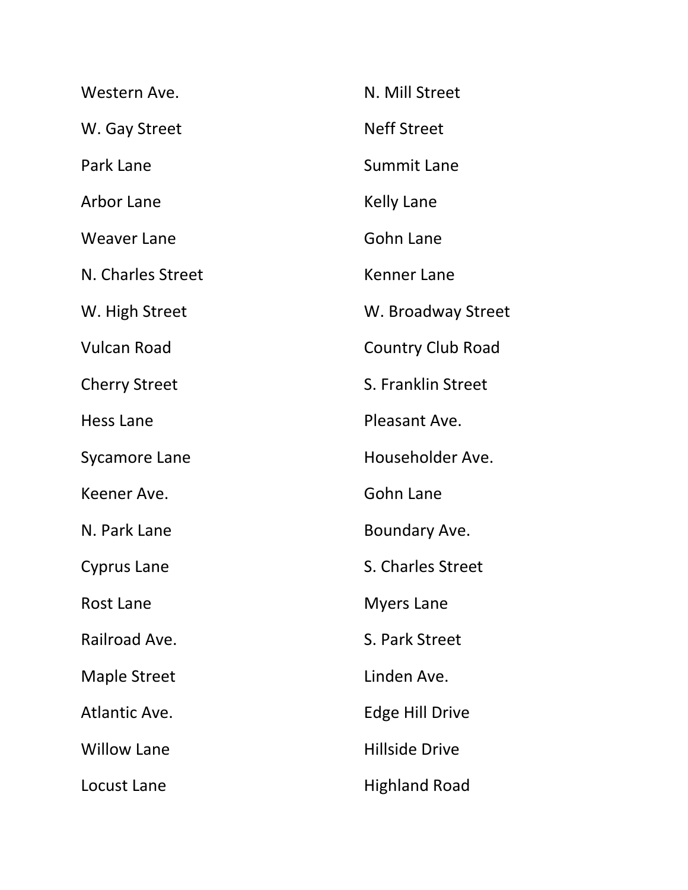Western Ave.

W. Gay Street

Park Lane

Arbor Lane

Weaver Lane

N. Charles Street

W. High Street

Vulcan Road

Cherry Street

Hess Lane

Sycamore Lane

Keener Ave.

N. Park Lane

Cyprus Lane

Rost Lane

Railroad Ave.

Maple Street

Atlantic Ave.

Willow Lane

Locust Lane

N. Mill Street

Neff Street

Summit Lane

Kelly Lane

Gohn Lane

Kenner Lane

W. Broadway Street

Country Club Road

S. Franklin Street

Pleasant Ave.

Householder Ave.

Gohn Lane

Boundary Ave.

S. Charles Street

Myers Lane

S. Park Street

Linden Ave.

Edge Hill Drive

Hillside Drive

Highland Road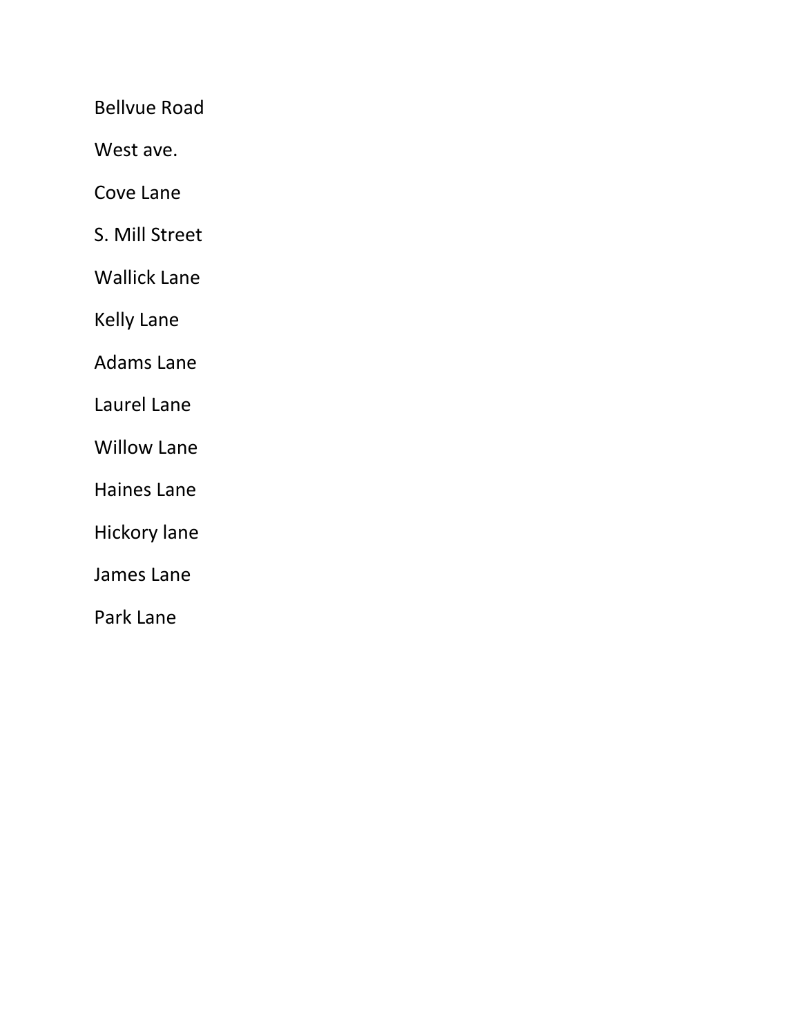Bellvue Road

West ave.

Cove Lane

S. Mill Street

Wallick Lane

Kelly Lane

Adams Lane

Laurel Lane

Willow Lane

Haines Lane

Hickory lane

James Lane

Park Lane